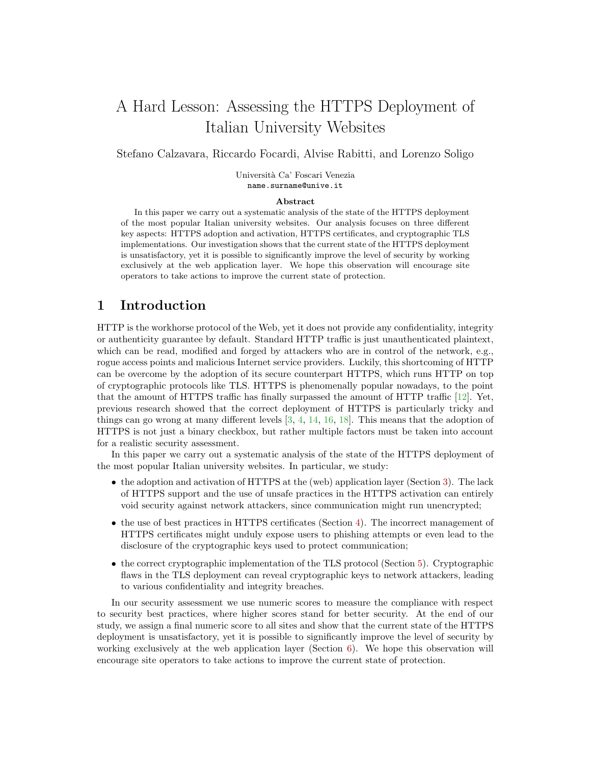# A Hard Lesson: Assessing the HTTPS Deployment of Italian University Websites

Stefano Calzavara, Riccardo Focardi, Alvise Rabitti, and Lorenzo Soligo

Università Ca' Foscari Venezia
`name.surname@unive.it`

**Abstract**

In this paper we carry out a systematic analysis of the state of the HTTPS deployment of the most popular Italian university websites. Our analysis focuses on three different key aspects: HTTPS adoption and activation, HTTPS certificates, and cryptographic TLS implementations. Our investigation shows that the current state of the HTTPS deployment is unsatisfactory, yet it is possible to significantly improve the level of security by working exclusively at the web application layer. We hope this observation will encourage site operators to take actions to improve the current state of protection.

## 1 Introduction

HTTP is the workhorse protocol of the Web, yet it does not provide any confidentiality, integrity or authenticity guarantee by default. Standard HTTP traffic is just unauthenticated plaintext, which can be read, modified and forged by attackers who are in control of the network, e.g., rogue access points and malicious Internet service providers. Luckily, this shortcoming of HTTP can be overcome by the adoption of its secure counterpart HTTPS, which runs HTTP on top of cryptographic protocols like TLS. HTTPS is phenomenally popular nowadays, to the point that the amount of HTTPS traffic has finally surpassed the amount of HTTP traffic [12]. Yet, previous research showed that the correct deployment of HTTPS is particularly tricky and things can go wrong at many different levels [3, 4, 14, 16, 18]. This means that the adoption of HTTPS is not just a binary checkbox, but rather multiple factors must be taken into account for a realistic security assessment.

In this paper we carry out a systematic analysis of the state of the HTTPS deployment of the most popular Italian university websites. In particular, we study:

- the adoption and activation of HTTPS at the (web) application layer (Section 3). The lack of HTTPS support and the use of unsafe practices in the HTTPS activation can entirely void security against network attackers, since communication might run unencrypted;
- the use of best practices in HTTPS certificates (Section 4). The incorrect management of HTTPS certificates might unduly expose users to phishing attempts or even lead to the disclosure of the cryptographic keys used to protect communication;
- the correct cryptographic implementation of the TLS protocol (Section 5). Cryptographic flaws in the TLS deployment can reveal cryptographic keys to network attackers, leading to various confidentiality and integrity breaches.

In our security assessment we use numeric scores to measure the compliance with respect to security best practices, where higher scores stand for better security. At the end of our study, we assign a final numeric score to all sites and show that the current state of the HTTPS deployment is unsatisfactory, yet it is possible to significantly improve the level of security by working exclusively at the web application layer (Section 6). We hope this observation will encourage site operators to take actions to improve the current state of protection.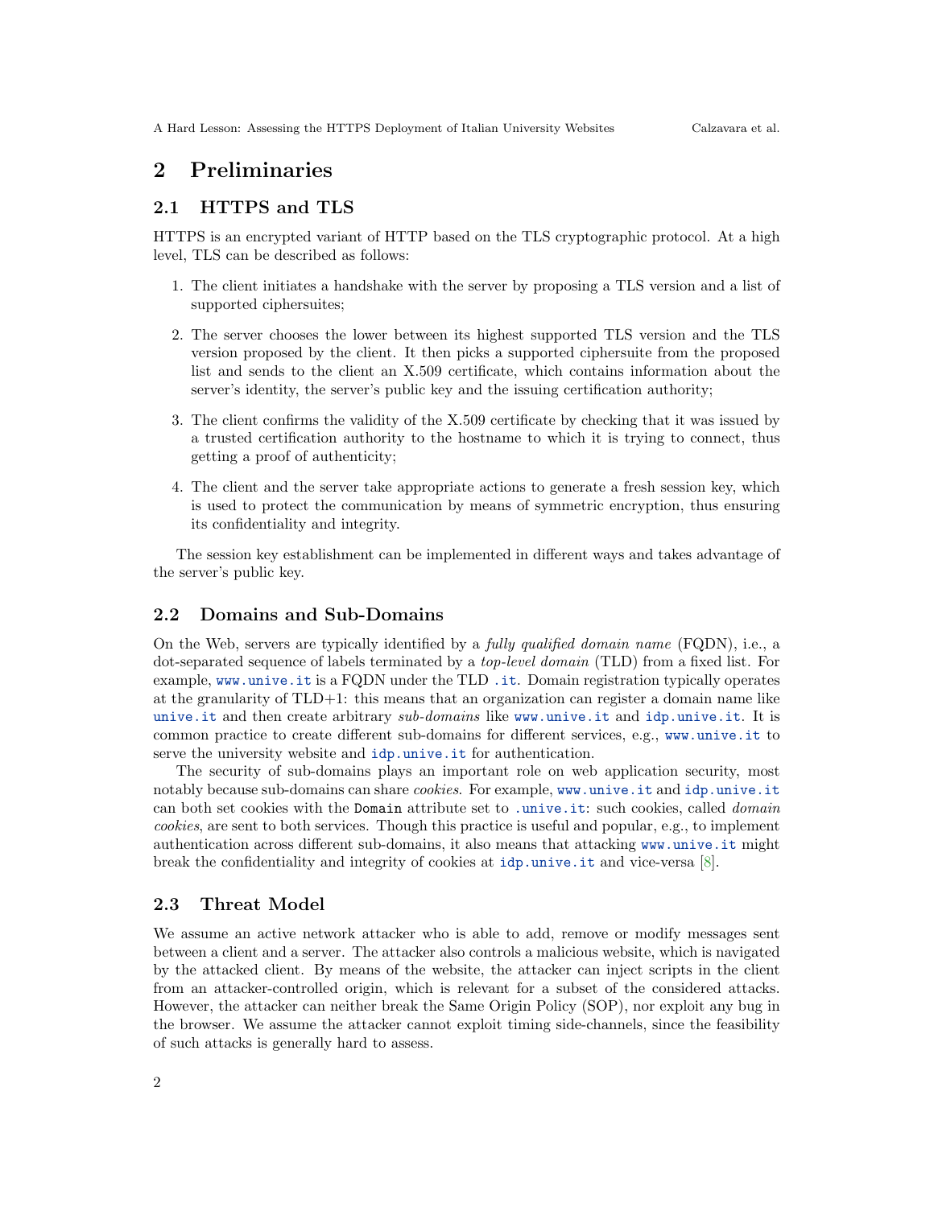# 2 Preliminaries

## 2.1 HTTPS and TLS

HTTPS is an encrypted variant of HTTP based on the TLS cryptographic protocol. At a high level, TLS can be described as follows:

1. The client initiates a handshake with the server by proposing a TLS version and a list of supported ciphersuites;

2. The server chooses the lower between its highest supported TLS version and the TLS version proposed by the client. It then picks a supported ciphersuite from the proposed list and sends to the client an X.509 certificate, which contains information about the server's identity, the server's public key and the issuing certification authority;

3. The client confirms the validity of the X.509 certificate by checking that it was issued by a trusted certification authority to the hostname to which it is trying to connect, thus getting a proof of authenticity;

4. The client and the server take appropriate actions to generate a fresh session key, which is used to protect the communication by means of symmetric encryption, thus ensuring its confidentiality and integrity.

The session key establishment can be implemented in different ways and takes advantage of the server's public key.

## 2.2 Domains and Sub-Domains

On the Web, servers are typically identified by a *fully qualified domain name* (FQDN), i.e., a dot-separated sequence of labels terminated by a *top-level domain* (TLD) from a fixed list. For example, `www.unive.it` is a FQDN under the TLD `.it`. Domain registration typically operates at the granularity of TLD+1: this means that an organization can register a domain name like `unive.it` and then create arbitrary *sub-domains* like `www.unive.it` and `idp.unive.it`. It is common practice to create different sub-domains for different services, e.g., `www.unive.it` to serve the university website and `idp.unive.it` for authentication.

The security of sub-domains plays an important role on web application security, most notably because sub-domains can share *cookies*. For example, `www.unive.it` and `idp.unive.it` can both set cookies with the `Domain` attribute set to `.unive.it`: such cookies, called *domain cookies*, are sent to both services. Though this practice is useful and popular, e.g., to implement authentication across different sub-domains, it also means that attacking `www.unive.it` might break the confidentiality and integrity of cookies at `idp.unive.it` and vice-versa [8].

## 2.3 Threat Model

We assume an active network attacker who is able to add, remove or modify messages sent between a client and a server. The attacker also controls a malicious website, which is navigated by the attacked client. By means of the website, the attacker can inject scripts in the client from an attacker-controlled origin, which is relevant for a subset of the considered attacks. However, the attacker can neither break the Same Origin Policy (SOP), nor exploit any bug in the browser. We assume the attacker cannot exploit timing side-channels, since the feasibility of such attacks is generally hard to assess.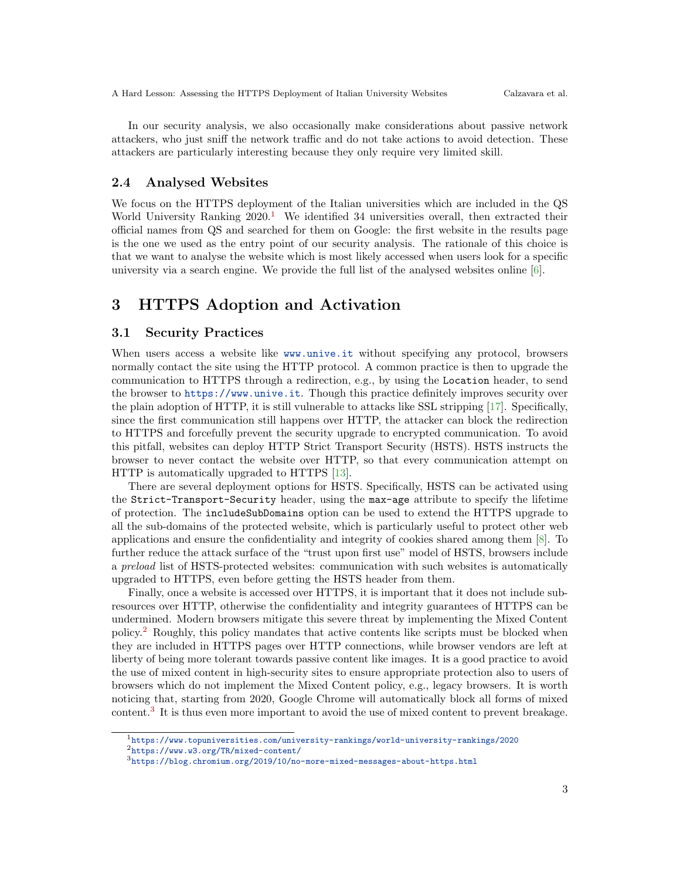In our security analysis, we also occasionally make considerations about passive network attackers, who just sniff the network traffic and do not take actions to avoid detection. These attackers are particularly interesting because they only require very limited skill.

### 2.4 Analysed Websites

We focus on the HTTPS deployment of the Italian universities which are included in the QS World University Ranking 2020.[1] We identified 34 universities overall, then extracted their official names from QS and searched for them on Google: the first website in the results page is the one we used as the entry point of our security analysis. The rationale of this choice is that we want to analyse the website which is most likely accessed when users look for a specific university via a search engine. We provide the full list of the analysed websites online [6].

## 3 HTTPS Adoption and Activation

### 3.1 Security Practices

When users access a website like www.unive.it without specifying any protocol, browsers normally contact the site using the HTTP protocol. A common practice is then to upgrade the communication to HTTPS through a redirection, e.g., by using the `Location` header, to send the browser to https://www.unive.it. Though this practice definitely improves security over the plain adoption of HTTP, it is still vulnerable to attacks like SSL stripping [17]. Specifically, since the first communication still happens over HTTP, the attacker can block the redirection to HTTPS and forcefully prevent the security upgrade to encrypted communication. To avoid this pitfall, websites can deploy HTTP Strict Transport Security (HSTS). HSTS instructs the browser to never contact the website over HTTP, so that every communication attempt on HTTP is automatically upgraded to HTTPS [13].

There are several deployment options for HSTS. Specifically, HSTS can be activated using the `Strict-Transport-Security` header, using the `max-age` attribute to specify the lifetime of protection. The `includeSubDomains` option can be used to extend the HTTPS upgrade to all the sub-domains of the protected website, which is particularly useful to protect other web applications and ensure the confidentiality and integrity of cookies shared among them [8]. To further reduce the attack surface of the "trust upon first use" model of HSTS, browsers include a *preload* list of HSTS-protected websites: communication with such websites is automatically upgraded to HTTPS, even before getting the HSTS header from them.

Finally, once a website is accessed over HTTPS, it is important that it does not include sub-resources over HTTP, otherwise the confidentiality and integrity guarantees of HTTPS can be undermined. Modern browsers mitigate this severe threat by implementing the Mixed Content policy.[2] Roughly, this policy mandates that active contents like scripts must be blocked when they are included in HTTPS pages over HTTP connections, while browser vendors are left at liberty of being more tolerant towards passive content like images. It is a good practice to avoid the use of mixed content in high-security sites to ensure appropriate protection also to users of browsers which do not implement the Mixed Content policy, e.g., legacy browsers. It is worth noticing that, starting from 2020, Google Chrome will automatically block all forms of mixed content.[3] It is thus even more important to avoid the use of mixed content to prevent breakage.

---

[1] https://www.topuniversities.com/university-rankings/world-university-rankings/2020

[2] https://www.w3.org/TR/mixed-content/

[3] https://blog.chromium.org/2019/10/no-more-mixed-messages-about-https.html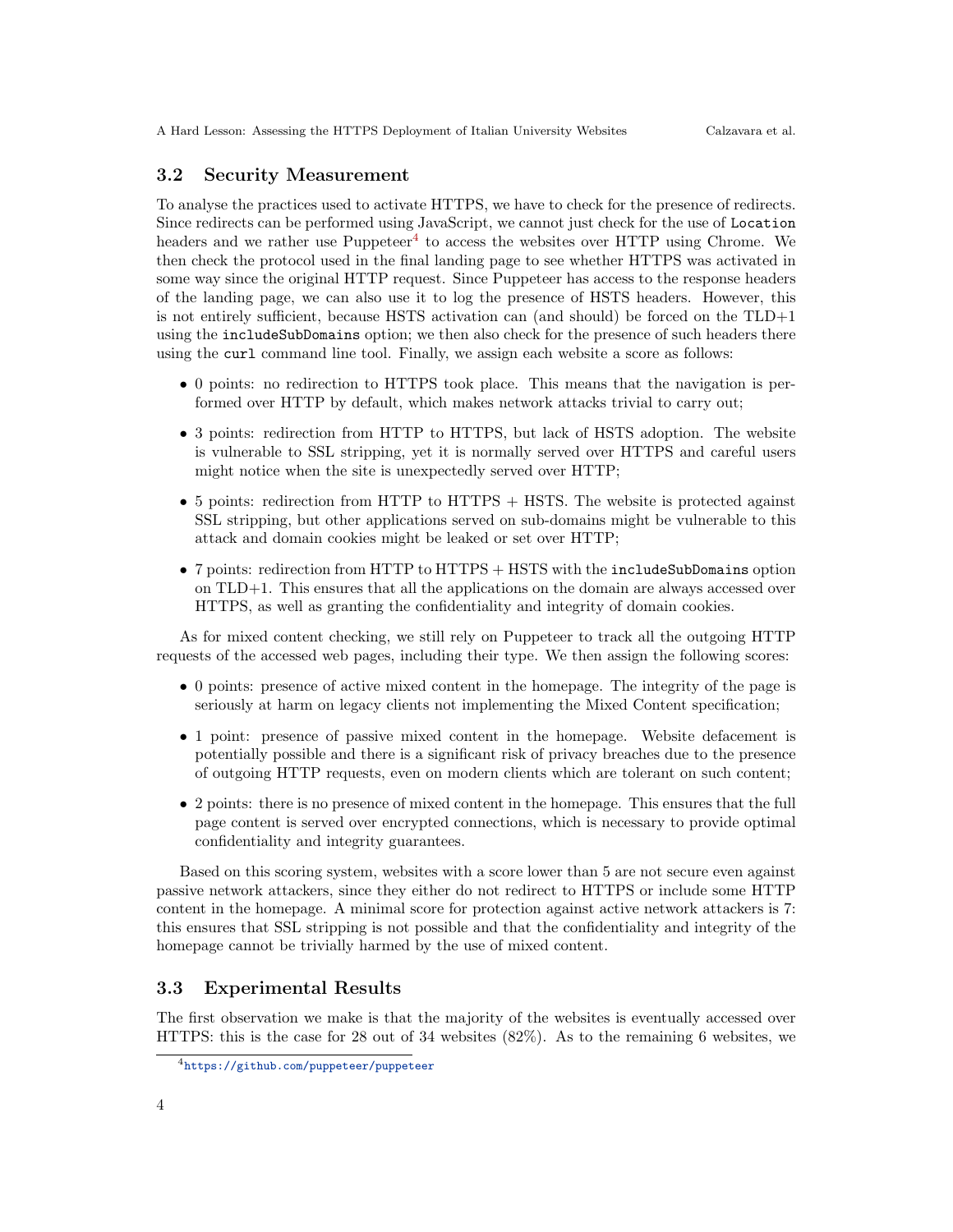### 3.2 Security Measurement

To analyse the practices used to activate HTTPS, we have to check for the presence of redirects. Since redirects can be performed using JavaScript, we cannot just check for the use of `Location` headers and we rather use Puppeteer[4] to access the websites over HTTP using Chrome. We then check the protocol used in the final landing page to see whether HTTPS was activated in some way since the original HTTP request. Since Puppeteer has access to the response headers of the landing page, we can also use it to log the presence of HSTS headers. However, this is not entirely sufficient, because HSTS activation can (and should) be forced on the TLD+1 using the `includeSubDomains` option; we then also check for the presence of such headers there using the `curl` command line tool. Finally, we assign each website a score as follows:

- 0 points: no redirection to HTTPS took place. This means that the navigation is performed over HTTP by default, which makes network attacks trivial to carry out;
- 3 points: redirection from HTTP to HTTPS, but lack of HSTS adoption. The website is vulnerable to SSL stripping, yet it is normally served over HTTPS and careful users might notice when the site is unexpectedly served over HTTP;
- 5 points: redirection from HTTP to HTTPS + HSTS. The website is protected against SSL stripping, but other applications served on sub-domains might be vulnerable to this attack and domain cookies might be leaked or set over HTTP;
- 7 points: redirection from HTTP to HTTPS + HSTS with the `includeSubDomains` option on TLD+1. This ensures that all the applications on the domain are always accessed over HTTPS, as well as granting the confidentiality and integrity of domain cookies.

As for mixed content checking, we still rely on Puppeteer to track all the outgoing HTTP requests of the accessed web pages, including their type. We then assign the following scores:

- 0 points: presence of active mixed content in the homepage. The integrity of the page is seriously at harm on legacy clients not implementing the Mixed Content specification;
- 1 point: presence of passive mixed content in the homepage. Website defacement is potentially possible and there is a significant risk of privacy breaches due to the presence of outgoing HTTP requests, even on modern clients which are tolerant on such content;
- 2 points: there is no presence of mixed content in the homepage. This ensures that the full page content is served over encrypted connections, which is necessary to provide optimal confidentiality and integrity guarantees.

Based on this scoring system, websites with a score lower than 5 are not secure even against passive network attackers, since they either do not redirect to HTTPS or include some HTTP content in the homepage. A minimal score for protection against active network attackers is 7: this ensures that SSL stripping is not possible and that the confidentiality and integrity of the homepage cannot be trivially harmed by the use of mixed content.

### 3.3 Experimental Results

The first observation we make is that the majority of the websites is eventually accessed over HTTPS: this is the case for 28 out of 34 websites (82%). As to the remaining 6 websites, we

[4] https://github.com/puppeteer/puppeteer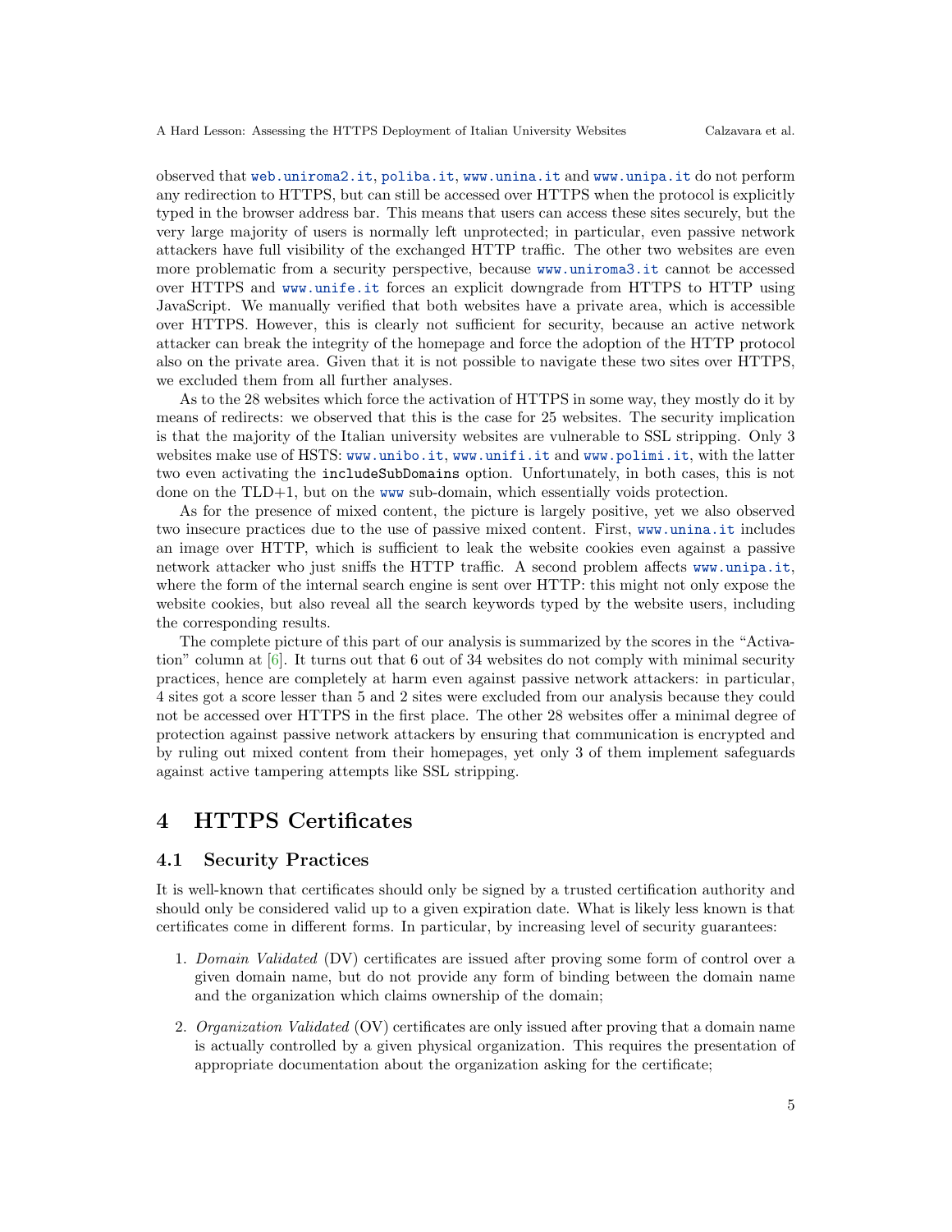observed that `web.uniroma2.it`, `poliba.it`, `www.unina.it` and `www.unipa.it` do not perform any redirection to HTTPS, but can still be accessed over HTTPS when the protocol is explicitly typed in the browser address bar. This means that users can access these sites securely, but the very large majority of users is normally left unprotected; in particular, even passive network attackers have full visibility of the exchanged HTTP traffic. The other two websites are even more problematic from a security perspective, because `www.uniroma3.it` cannot be accessed over HTTPS and `www.unife.it` forces an explicit downgrade from HTTPS to HTTP using JavaScript. We manually verified that both websites have a private area, which is accessible over HTTPS. However, this is clearly not sufficient for security, because an active network attacker can break the integrity of the homepage and force the adoption of the HTTP protocol also on the private area. Given that it is not possible to navigate these two sites over HTTPS, we excluded them from all further analyses.

As to the 28 websites which force the activation of HTTPS in some way, they mostly do it by means of redirects: we observed that this is the case for 25 websites. The security implication is that the majority of the Italian university websites are vulnerable to SSL stripping. Only 3 websites make use of HSTS: `www.unibo.it`, `www.unifi.it` and `www.polimi.it`, with the latter two even activating the `includeSubDomains` option. Unfortunately, in both cases, this is not done on the TLD+1, but on the `www` sub-domain, which essentially voids protection.

As for the presence of mixed content, the picture is largely positive, yet we also observed two insecure practices due to the use of passive mixed content. First, `www.unina.it` includes an image over HTTP, which is sufficient to leak the website cookies even against a passive network attacker who just sniffs the HTTP traffic. A second problem affects `www.unipa.it`, where the form of the internal search engine is sent over HTTP: this might not only expose the website cookies, but also reveal all the search keywords typed by the website users, including the corresponding results.

The complete picture of this part of our analysis is summarized by the scores in the "Activation" column at [6]. It turns out that 6 out of 34 websites do not comply with minimal security practices, hence are completely at harm even against passive network attackers: in particular, 4 sites got a score lesser than 5 and 2 sites were excluded from our analysis because they could not be accessed over HTTPS in the first place. The other 28 websites offer a minimal degree of protection against passive network attackers by ensuring that communication is encrypted and by ruling out mixed content from their homepages, yet only 3 of them implement safeguards against active tampering attempts like SSL stripping.

# 4 HTTPS Certificates

## 4.1 Security Practices

It is well-known that certificates should only be signed by a trusted certification authority and should only be considered valid up to a given expiration date. What is likely less known is that certificates come in different forms. In particular, by increasing level of security guarantees:

1. *Domain Validated* (DV) certificates are issued after proving some form of control over a given domain name, but do not provide any form of binding between the domain name and the organization which claims ownership of the domain;
2. *Organization Validated* (OV) certificates are only issued after proving that a domain name is actually controlled by a given physical organization. This requires the presentation of appropriate documentation about the organization asking for the certificate;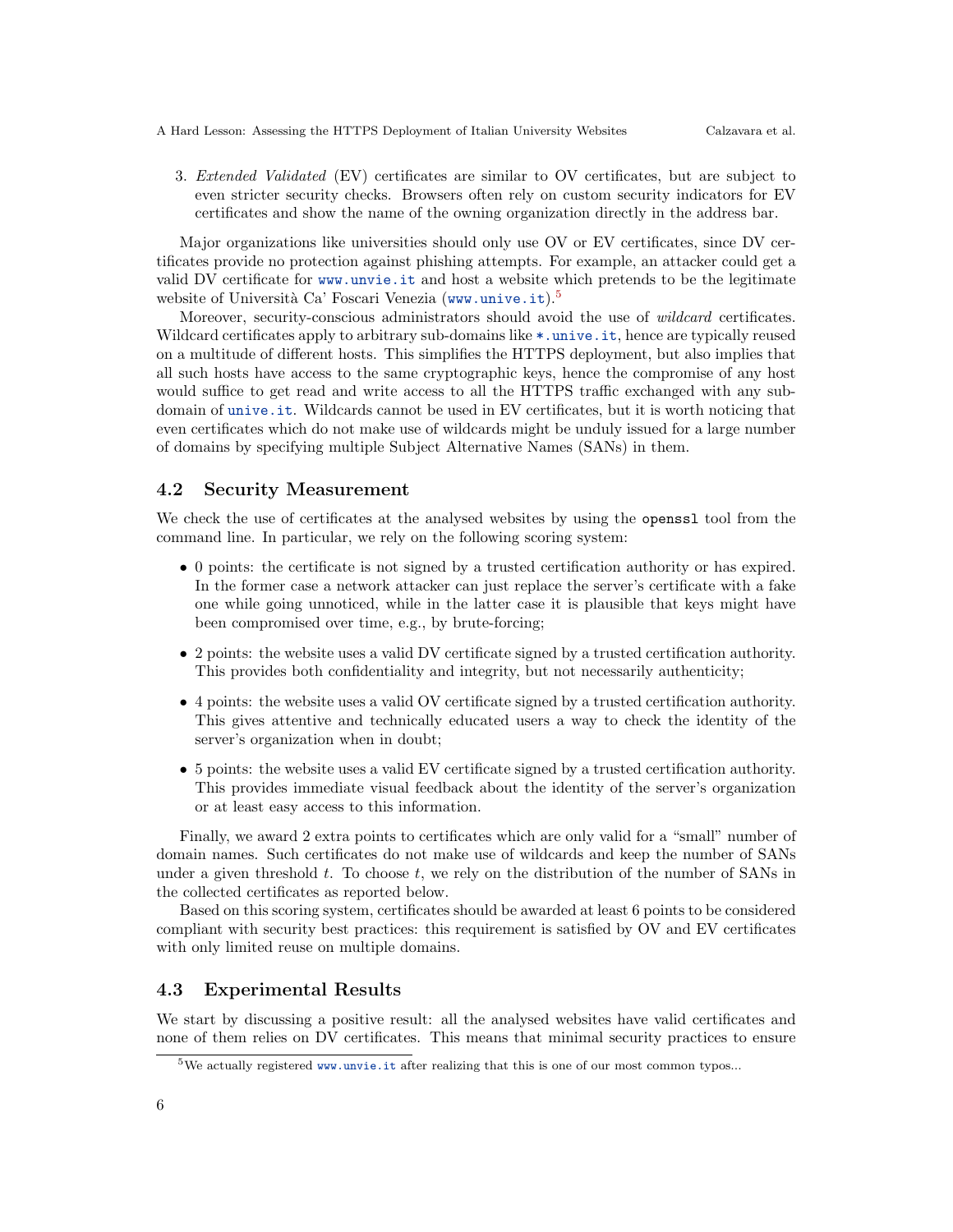3. *Extended Validated* (EV) certificates are similar to OV certificates, but are subject to even stricter security checks. Browsers often rely on custom security indicators for EV certificates and show the name of the owning organization directly in the address bar.

Major organizations like universities should only use OV or EV certificates, since DV certificates provide no protection against phishing attempts. For example, an attacker could get a valid DV certificate for www.unvie.it and host a website which pretends to be the legitimate website of Università Ca' Foscari Venezia (www.unive.it).[5]

Moreover, security-conscious administrators should avoid the use of *wildcard* certificates. Wildcard certificates apply to arbitrary sub-domains like *.unive.it, hence are typically reused on a multitude of different hosts. This simplifies the HTTPS deployment, but also implies that all such hosts have access to the same cryptographic keys, hence the compromise of any host would suffice to get read and write access to all the HTTPS traffic exchanged with any sub-domain of unive.it. Wildcards cannot be used in EV certificates, but it is worth noticing that even certificates which do not make use of wildcards might be unduly issued for a large number of domains by specifying multiple Subject Alternative Names (SANs) in them.

## 4.2 Security Measurement

We check the use of certificates at the analysed websites by using the `openssl` tool from the command line. In particular, we rely on the following scoring system:

- 0 points: the certificate is not signed by a trusted certification authority or has expired. In the former case a network attacker can just replace the server's certificate with a fake one while going unnoticed, while in the latter case it is plausible that keys might have been compromised over time, e.g., by brute-forcing;
- 2 points: the website uses a valid DV certificate signed by a trusted certification authority. This provides both confidentiality and integrity, but not necessarily authenticity;
- 4 points: the website uses a valid OV certificate signed by a trusted certification authority. This gives attentive and technically educated users a way to check the identity of the server's organization when in doubt;
- 5 points: the website uses a valid EV certificate signed by a trusted certification authority. This provides immediate visual feedback about the identity of the server's organization or at least easy access to this information.

Finally, we award 2 extra points to certificates which are only valid for a "small" number of domain names. Such certificates do not make use of wildcards and keep the number of SANs under a given threshold $t$. To choose $t$, we rely on the distribution of the number of SANs in the collected certificates as reported below.

Based on this scoring system, certificates should be awarded at least 6 points to be considered compliant with security best practices: this requirement is satisfied by OV and EV certificates with only limited reuse on multiple domains.

## 4.3 Experimental Results

We start by discussing a positive result: all the analysed websites have valid certificates and none of them relies on DV certificates. This means that minimal security practices to ensure

[5] We actually registered www.unvie.it after realizing that this is one of our most common typos...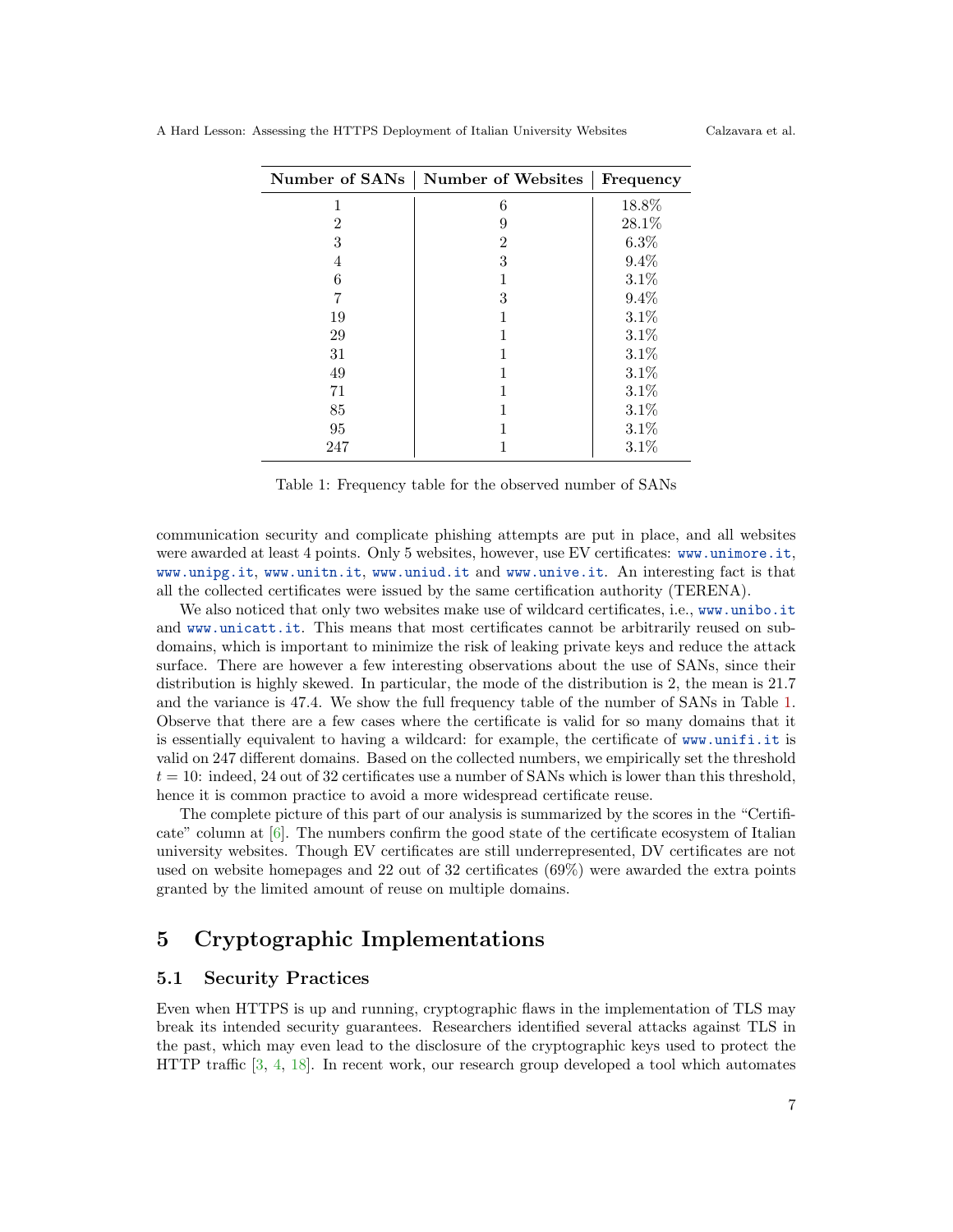| Number of SANs | Number of Websites | Frequency |
|---|---|---|
| 1 | 6 | 18.8% |
| 2 | 9 | 28.1% |
| 3 | 2 | 6.3% |
| 4 | 3 | 9.4% |
| 6 | 1 | 3.1% |
| 7 | 3 | 9.4% |
| 19 | 1 | 3.1% |
| 29 | 1 | 3.1% |
| 31 | 1 | 3.1% |
| 49 | 1 | 3.1% |
| 71 | 1 | 3.1% |
| 85 | 1 | 3.1% |
| 95 | 1 | 3.1% |
| 247 | 1 | 3.1% |

Table 1: Frequency table for the observed number of SANs

communication security and complicate phishing attempts are put in place, and all websites were awarded at least 4 points. Only 5 websites, however, use EV certificates: `www.unimore.it`, `www.unipg.it`, `www.unitn.it`, `www.uniud.it` and `www.unive.it`. An interesting fact is that all the collected certificates were issued by the same certification authority (TERENA).

We also noticed that only two websites make use of wildcard certificates, i.e., `www.unibo.it` and `www.unicatt.it`. This means that most certificates cannot be arbitrarily reused on subdomains, which is important to minimize the risk of leaking private keys and reduce the attack surface. There are however a few interesting observations about the use of SANs, since their distribution is highly skewed. In particular, the mode of the distribution is 2, the mean is 21.7 and the variance is 47.4. We show the full frequency table of the number of SANs in Table 1. Observe that there are a few cases where the certificate is valid for so many domains that it is essentially equivalent to having a wildcard: for example, the certificate of `www.unifi.it` is valid on 247 different domains. Based on the collected numbers, we empirically set the threshold $t = 10$: indeed, 24 out of 32 certificates use a number of SANs which is lower than this threshold, hence it is common practice to avoid a more widespread certificate reuse.

The complete picture of this part of our analysis is summarized by the scores in the "Certificate" column at [6]. The numbers confirm the good state of the certificate ecosystem of Italian university websites. Though EV certificates are still underrepresented, DV certificates are not used on website homepages and 22 out of 32 certificates (69%) were awarded the extra points granted by the limited amount of reuse on multiple domains.

# 5 Cryptographic Implementations

## 5.1 Security Practices

Even when HTTPS is up and running, cryptographic flaws in the implementation of TLS may break its intended security guarantees. Researchers identified several attacks against TLS in the past, which may even lead to the disclosure of the cryptographic keys used to protect the HTTP traffic [3, 4, 18]. In recent work, our research group developed a tool which automates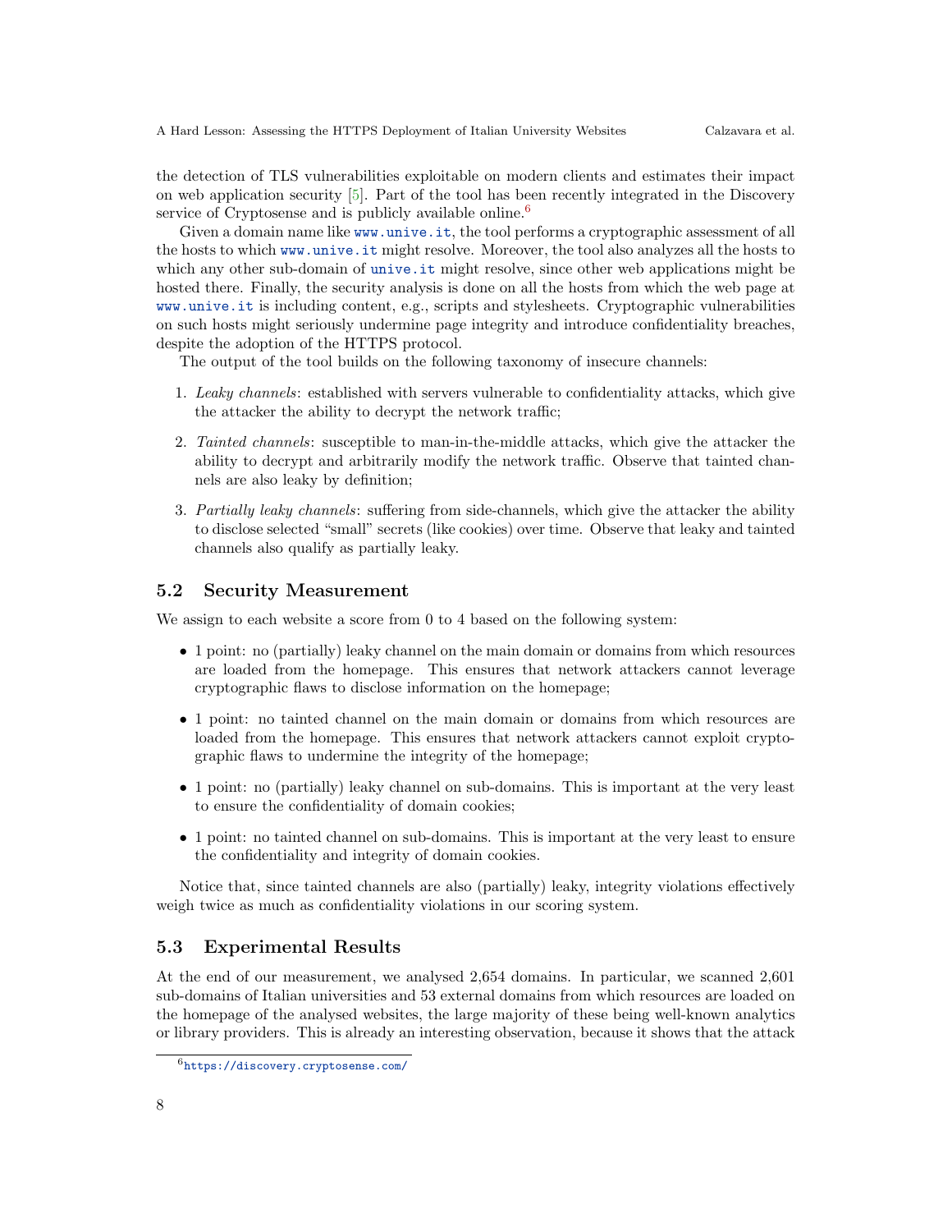the detection of TLS vulnerabilities exploitable on modern clients and estimates their impact on web application security [5]. Part of the tool has been recently integrated in the Discovery service of Cryptosense and is publicly available online.[6]

Given a domain name like www.unive.it, the tool performs a cryptographic assessment of all the hosts to which www.unive.it might resolve. Moreover, the tool also analyzes all the hosts to which any other sub-domain of unive.it might resolve, since other web applications might be hosted there. Finally, the security analysis is done on all the hosts from which the web page at www.unive.it is including content, e.g., scripts and stylesheets. Cryptographic vulnerabilities on such hosts might seriously undermine page integrity and introduce confidentiality breaches, despite the adoption of the HTTPS protocol.

The output of the tool builds on the following taxonomy of insecure channels:

1. *Leaky channels*: established with servers vulnerable to confidentiality attacks, which give the attacker the ability to decrypt the network traffic;
2. *Tainted channels*: susceptible to man-in-the-middle attacks, which give the attacker the ability to decrypt and arbitrarily modify the network traffic. Observe that tainted channels are also leaky by definition;
3. *Partially leaky channels*: suffering from side-channels, which give the attacker the ability to disclose selected "small" secrets (like cookies) over time. Observe that leaky and tainted channels also qualify as partially leaky.

## 5.2 Security Measurement

We assign to each website a score from 0 to 4 based on the following system:

- 1 point: no (partially) leaky channel on the main domain or domains from which resources are loaded from the homepage. This ensures that network attackers cannot leverage cryptographic flaws to disclose information on the homepage;
- 1 point: no tainted channel on the main domain or domains from which resources are loaded from the homepage. This ensures that network attackers cannot exploit cryptographic flaws to undermine the integrity of the homepage;
- 1 point: no (partially) leaky channel on sub-domains. This is important at the very least to ensure the confidentiality of domain cookies;
- 1 point: no tainted channel on sub-domains. This is important at the very least to ensure the confidentiality and integrity of domain cookies.

Notice that, since tainted channels are also (partially) leaky, integrity violations effectively weigh twice as much as confidentiality violations in our scoring system.

## 5.3 Experimental Results

At the end of our measurement, we analysed 2,654 domains. In particular, we scanned 2,601 sub-domains of Italian universities and 53 external domains from which resources are loaded on the homepage of the analysed websites, the large majority of these being well-known analytics or library providers. This is already an interesting observation, because it shows that the attack

[6] https://discovery.cryptosense.com/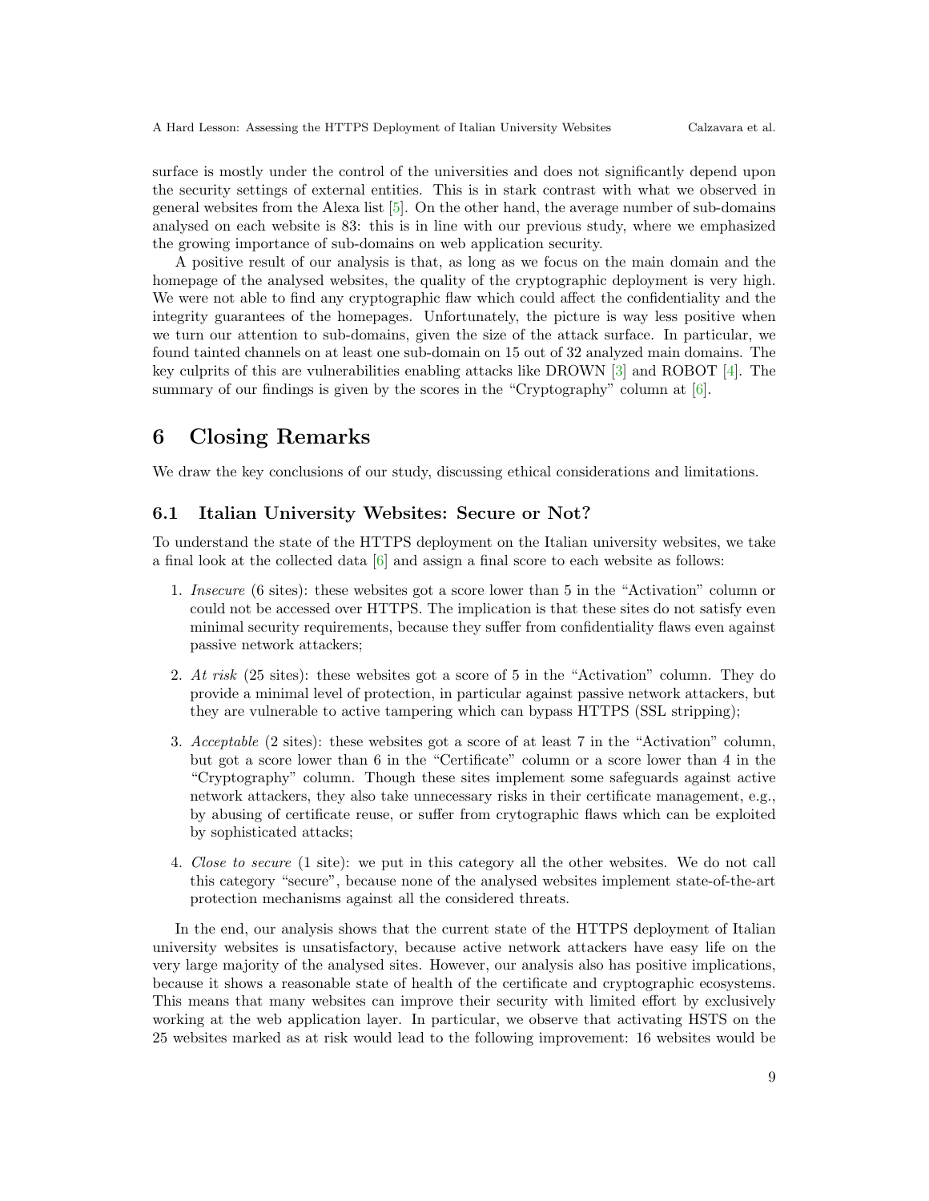surface is mostly under the control of the universities and does not significantly depend upon the security settings of external entities. This is in stark contrast with what we observed in general websites from the Alexa list [5]. On the other hand, the average number of sub-domains analysed on each website is 83: this is in line with our previous study, where we emphasized the growing importance of sub-domains on web application security.

A positive result of our analysis is that, as long as we focus on the main domain and the homepage of the analysed websites, the quality of the cryptographic deployment is very high. We were not able to find any cryptographic flaw which could affect the confidentiality and the integrity guarantees of the homepages. Unfortunately, the picture is way less positive when we turn our attention to sub-domains, given the size of the attack surface. In particular, we found tainted channels on at least one sub-domain on 15 out of 32 analyzed main domains. The key culprits of this are vulnerabilities enabling attacks like DROWN [3] and ROBOT [4]. The summary of our findings is given by the scores in the "Cryptography" column at [6].

# 6 Closing Remarks

We draw the key conclusions of our study, discussing ethical considerations and limitations.

## 6.1 Italian University Websites: Secure or Not?

To understand the state of the HTTPS deployment on the Italian university websites, we take a final look at the collected data [6] and assign a final score to each website as follows:

1. *Insecure* (6 sites): these websites got a score lower than 5 in the "Activation" column or could not be accessed over HTTPS. The implication is that these sites do not satisfy even minimal security requirements, because they suffer from confidentiality flaws even against passive network attackers;
2. *At risk* (25 sites): these websites got a score of 5 in the "Activation" column. They do provide a minimal level of protection, in particular against passive network attackers, but they are vulnerable to active tampering which can bypass HTTPS (SSL stripping);
3. *Acceptable* (2 sites): these websites got a score of at least 7 in the "Activation" column, but got a score lower than 6 in the "Certificate" column or a score lower than 4 in the "Cryptography" column. Though these sites implement some safeguards against active network attackers, they also take unnecessary risks in their certificate management, e.g., by abusing of certificate reuse, or suffer from crytographic flaws which can be exploited by sophisticated attacks;
4. *Close to secure* (1 site): we put in this category all the other websites. We do not call this category "secure", because none of the analysed websites implement state-of-the-art protection mechanisms against all the considered threats.

In the end, our analysis shows that the current state of the HTTPS deployment of Italian university websites is unsatisfactory, because active network attackers have easy life on the very large majority of the analysed sites. However, our analysis also has positive implications, because it shows a reasonable state of health of the certificate and cryptographic ecosystems. This means that many websites can improve their security with limited effort by exclusively working at the web application layer. In particular, we observe that activating HSTS on the 25 websites marked as at risk would lead to the following improvement: 16 websites would be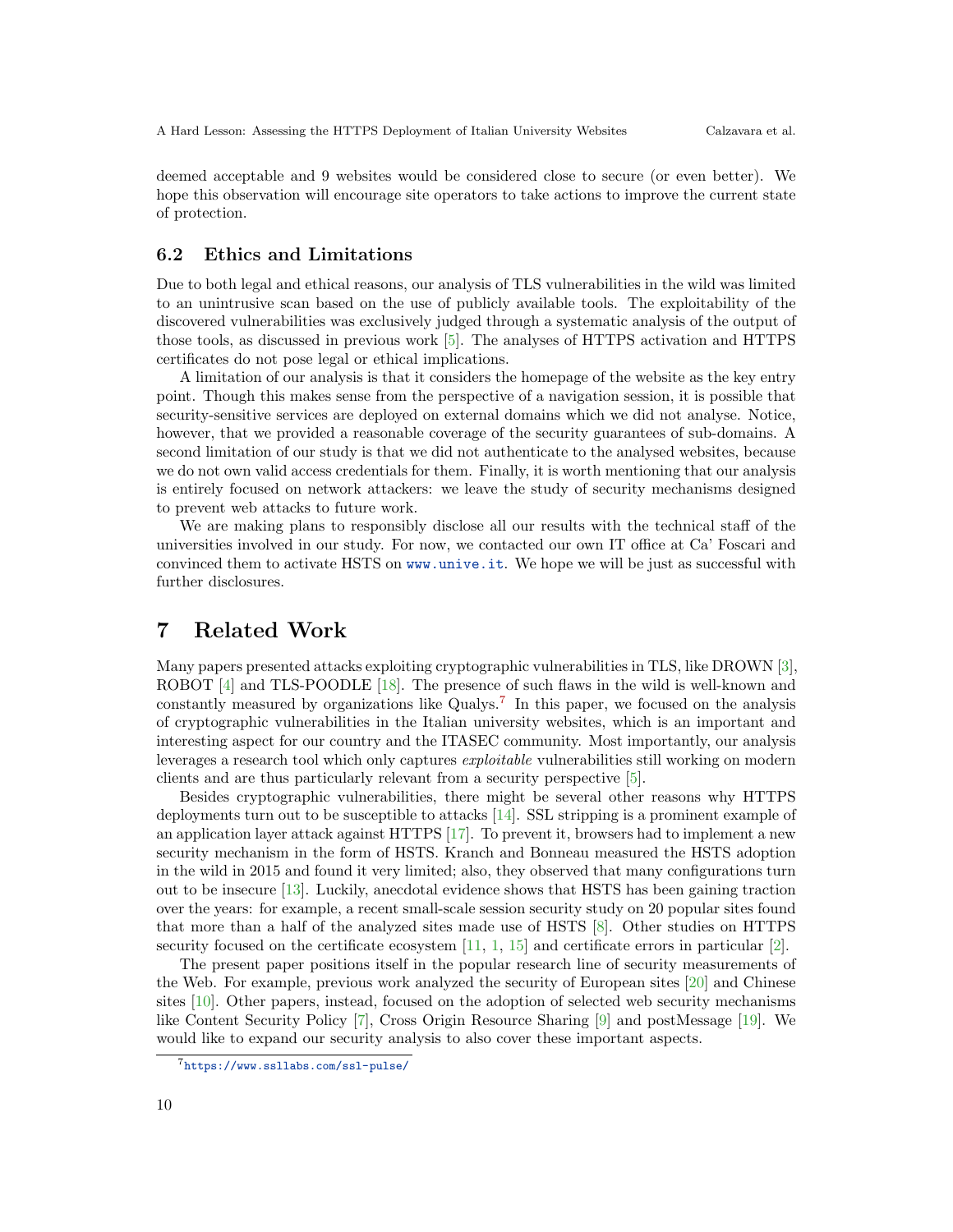deemed acceptable and 9 websites would be considered close to secure (or even better). We hope this observation will encourage site operators to take actions to improve the current state of protection.

### 6.2 Ethics and Limitations

Due to both legal and ethical reasons, our analysis of TLS vulnerabilities in the wild was limited to an unintrusive scan based on the use of publicly available tools. The exploitability of the discovered vulnerabilities was exclusively judged through a systematic analysis of the output of those tools, as discussed in previous work [5]. The analyses of HTTPS activation and HTTPS certificates do not pose legal or ethical implications.

A limitation of our analysis is that it considers the homepage of the website as the key entry point. Though this makes sense from the perspective of a navigation session, it is possible that security-sensitive services are deployed on external domains which we did not analyse. Notice, however, that we provided a reasonable coverage of the security guarantees of sub-domains. A second limitation of our study is that we did not authenticate to the analysed websites, because we do not own valid access credentials for them. Finally, it is worth mentioning that our analysis is entirely focused on network attackers: we leave the study of security mechanisms designed to prevent web attacks to future work.

We are making plans to responsibly disclose all our results with the technical staff of the universities involved in our study. For now, we contacted our own IT office at Ca' Foscari and convinced them to activate HSTS on www.unive.it. We hope we will be just as successful with further disclosures.

## 7 Related Work

Many papers presented attacks exploiting cryptographic vulnerabilities in TLS, like DROWN [3], ROBOT [4] and TLS-POODLE [18]. The presence of such flaws in the wild is well-known and constantly measured by organizations like Qualys.[7] In this paper, we focused on the analysis of cryptographic vulnerabilities in the Italian university websites, which is an important and interesting aspect for our country and the ITASEC community. Most importantly, our analysis leverages a research tool which only captures *exploitable* vulnerabilities still working on modern clients and are thus particularly relevant from a security perspective [5].

Besides cryptographic vulnerabilities, there might be several other reasons why HTTPS deployments turn out to be susceptible to attacks [14]. SSL stripping is a prominent example of an application layer attack against HTTPS [17]. To prevent it, browsers had to implement a new security mechanism in the form of HSTS. Kranch and Bonneau measured the HSTS adoption in the wild in 2015 and found it very limited; also, they observed that many configurations turn out to be insecure [13]. Luckily, anecdotal evidence shows that HSTS has been gaining traction over the years: for example, a recent small-scale session security study on 20 popular sites found that more than a half of the analyzed sites made use of HSTS [8]. Other studies on HTTPS security focused on the certificate ecosystem [11, 1, 15] and certificate errors in particular [2].

The present paper positions itself in the popular research line of security measurements of the Web. For example, previous work analyzed the security of European sites [20] and Chinese sites [10]. Other papers, instead, focused on the adoption of selected web security mechanisms like Content Security Policy [7], Cross Origin Resource Sharing [9] and postMessage [19]. We would like to expand our security analysis to also cover these important aspects.

[7] https://www.ssllabs.com/ssl-pulse/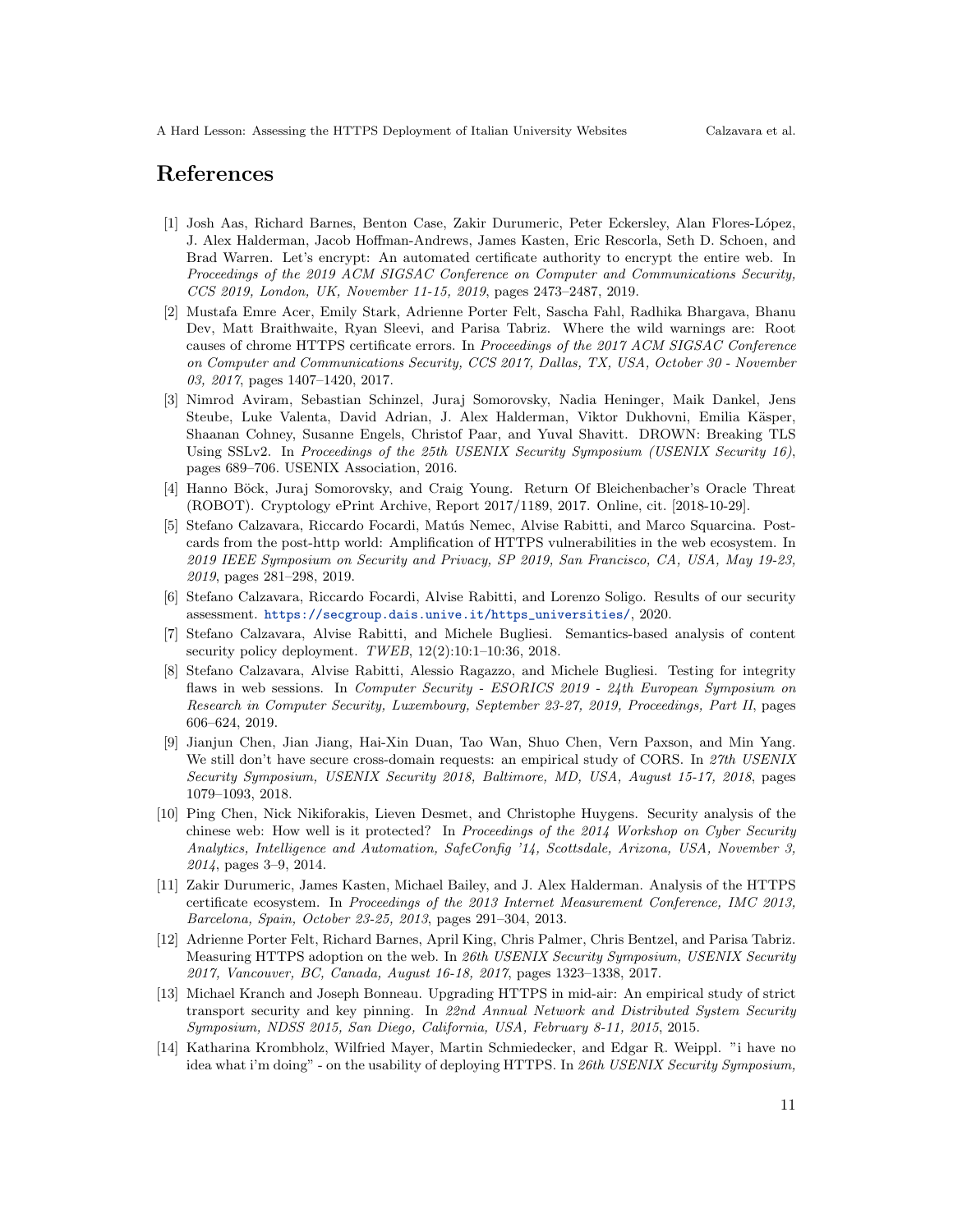# References

[1] Josh Aas, Richard Barnes, Benton Case, Zakir Durumeric, Peter Eckersley, Alan Flores-López, J. Alex Halderman, Jacob Hoffman-Andrews, James Kasten, Eric Rescorla, Seth D. Schoen, and Brad Warren. Let's encrypt: An automated certificate authority to encrypt the entire web. In *Proceedings of the 2019 ACM SIGSAC Conference on Computer and Communications Security, CCS 2019, London, UK, November 11-15, 2019*, pages 2473–2487, 2019.

[2] Mustafa Emre Acer, Emily Stark, Adrienne Porter Felt, Sascha Fahl, Radhika Bhargava, Bhanu Dev, Matt Braithwaite, Ryan Sleevi, and Parisa Tabriz. Where the wild warnings are: Root causes of chrome HTTPS certificate errors. In *Proceedings of the 2017 ACM SIGSAC Conference on Computer and Communications Security, CCS 2017, Dallas, TX, USA, October 30 - November 03, 2017*, pages 1407–1420, 2017.

[3] Nimrod Aviram, Sebastian Schinzel, Juraj Somorovsky, Nadia Heninger, Maik Dankel, Jens Steube, Luke Valenta, David Adrian, J. Alex Halderman, Viktor Dukhovni, Emilia Käsper, Shaanan Cohney, Susanne Engels, Christof Paar, and Yuval Shavitt. DROWN: Breaking TLS Using SSLv2. In *Proceedings of the 25th USENIX Security Symposium (USENIX Security 16)*, pages 689–706. USENIX Association, 2016.

[4] Hanno Böck, Juraj Somorovsky, and Craig Young. Return Of Bleichenbacher's Oracle Threat (ROBOT). Cryptology ePrint Archive, Report 2017/1189, 2017. Online, cit. [2018-10-29].

[5] Stefano Calzavara, Riccardo Focardi, Matús Nemec, Alvise Rabitti, and Marco Squarcina. Postcards from the post-http world: Amplification of HTTPS vulnerabilities in the web ecosystem. In *2019 IEEE Symposium on Security and Privacy, SP 2019, San Francisco, CA, USA, May 19-23, 2019*, pages 281–298, 2019.

[6] Stefano Calzavara, Riccardo Focardi, Alvise Rabitti, and Lorenzo Soligo. Results of our security assessment. https://secgroup.dais.unive.it/https_universities/, 2020.

[7] Stefano Calzavara, Alvise Rabitti, and Michele Bugliesi. Semantics-based analysis of content security policy deployment. *TWEB*, 12(2):10:1–10:36, 2018.

[8] Stefano Calzavara, Alvise Rabitti, Alessio Ragazzo, and Michele Bugliesi. Testing for integrity flaws in web sessions. In *Computer Security - ESORICS 2019 - 24th European Symposium on Research in Computer Security, Luxembourg, September 23-27, 2019, Proceedings, Part II*, pages 606–624, 2019.

[9] Jianjun Chen, Jian Jiang, Hai-Xin Duan, Tao Wan, Shuo Chen, Vern Paxson, and Min Yang. We still don't have secure cross-domain requests: an empirical study of CORS. In *27th USENIX Security Symposium, USENIX Security 2018, Baltimore, MD, USA, August 15-17, 2018*, pages 1079–1093, 2018.

[10] Ping Chen, Nick Nikiforakis, Lieven Desmet, and Christophe Huygens. Security analysis of the chinese web: How well is it protected? In *Proceedings of the 2014 Workshop on Cyber Security Analytics, Intelligence and Automation, SafeConfig '14, Scottsdale, Arizona, USA, November 3, 2014*, pages 3–9, 2014.

[11] Zakir Durumeric, James Kasten, Michael Bailey, and J. Alex Halderman. Analysis of the HTTPS certificate ecosystem. In *Proceedings of the 2013 Internet Measurement Conference, IMC 2013, Barcelona, Spain, October 23-25, 2013*, pages 291–304, 2013.

[12] Adrienne Porter Felt, Richard Barnes, April King, Chris Palmer, Chris Bentzel, and Parisa Tabriz. Measuring HTTPS adoption on the web. In *26th USENIX Security Symposium, USENIX Security 2017, Vancouver, BC, Canada, August 16-18, 2017*, pages 1323–1338, 2017.

[13] Michael Kranch and Joseph Bonneau. Upgrading HTTPS in mid-air: An empirical study of strict transport security and key pinning. In *22nd Annual Network and Distributed System Security Symposium, NDSS 2015, San Diego, California, USA, February 8-11, 2015*, 2015.

[14] Katharina Krombholz, Wilfried Mayer, Martin Schmiedecker, and Edgar R. Weippl. "i have no idea what i'm doing" - on the usability of deploying HTTPS. In *26th USENIX Security Symposium,*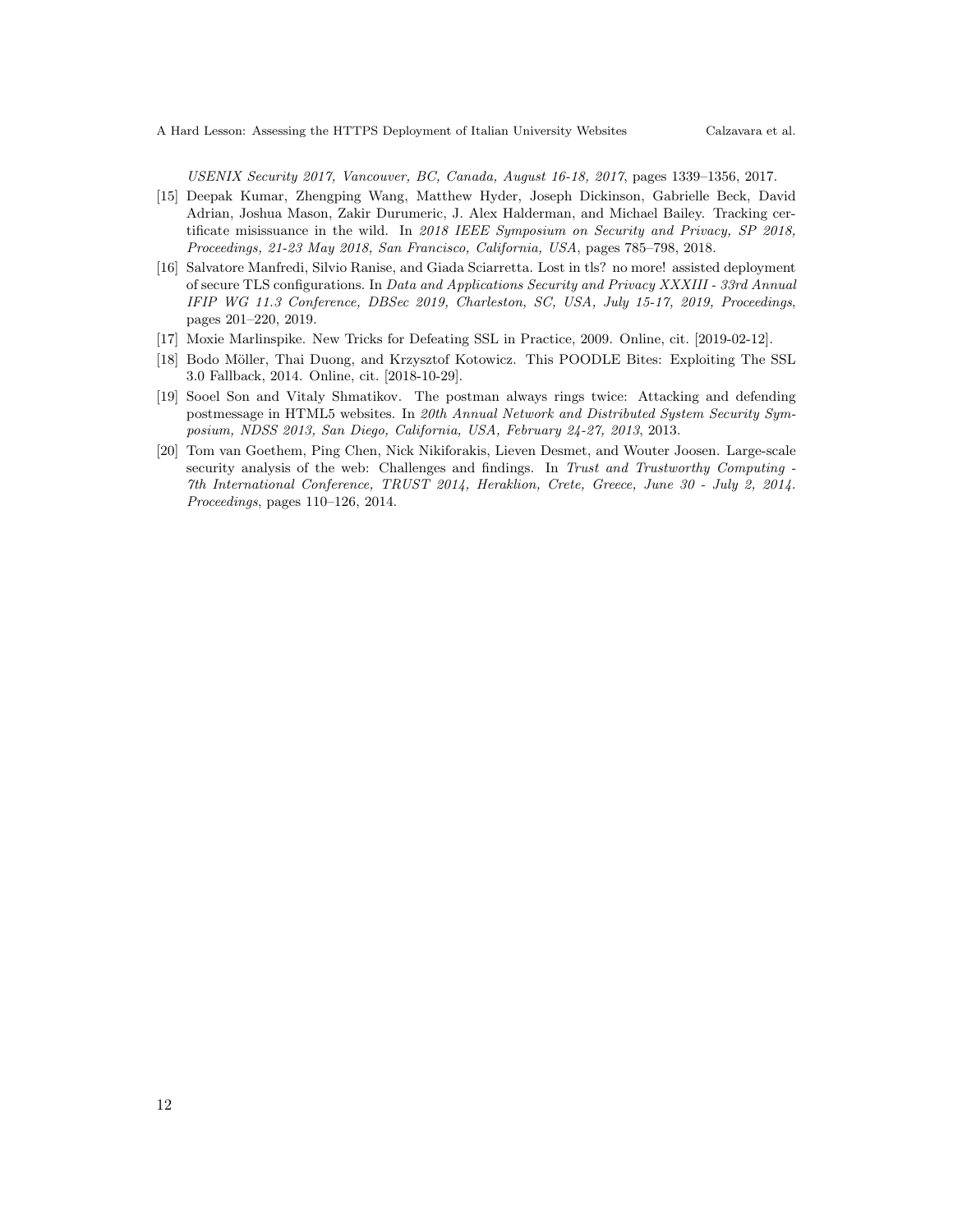*USENIX Security 2017, Vancouver, BC, Canada, August 16-18, 2017*, pages 1339–1356, 2017.

[15] Deepak Kumar, Zhengping Wang, Matthew Hyder, Joseph Dickinson, Gabrielle Beck, David Adrian, Joshua Mason, Zakir Durumeric, J. Alex Halderman, and Michael Bailey. Tracking certificate misissuance in the wild. In *2018 IEEE Symposium on Security and Privacy, SP 2018, Proceedings, 21-23 May 2018, San Francisco, California, USA*, pages 785–798, 2018.

[16] Salvatore Manfredi, Silvio Ranise, and Giada Sciarretta. Lost in tls? no more! assisted deployment of secure TLS configurations. In *Data and Applications Security and Privacy XXXIII - 33rd Annual IFIP WG 11.3 Conference, DBSec 2019, Charleston, SC, USA, July 15-17, 2019, Proceedings*, pages 201–220, 2019.

[17] Moxie Marlinspike. New Tricks for Defeating SSL in Practice, 2009. Online, cit. [2019-02-12].

[18] Bodo Möller, Thai Duong, and Krzysztof Kotowicz. This POODLE Bites: Exploiting The SSL 3.0 Fallback, 2014. Online, cit. [2018-10-29].

[19] Sooel Son and Vitaly Shmatikov. The postman always rings twice: Attacking and defending postmessage in HTML5 websites. In *20th Annual Network and Distributed System Security Symposium, NDSS 2013, San Diego, California, USA, February 24-27, 2013*, 2013.

[20] Tom van Goethem, Ping Chen, Nick Nikiforakis, Lieven Desmet, and Wouter Joosen. Large-scale security analysis of the web: Challenges and findings. In *Trust and Trustworthy Computing - 7th International Conference, TRUST 2014, Heraklion, Crete, Greece, June 30 - July 2, 2014. Proceedings*, pages 110–126, 2014.